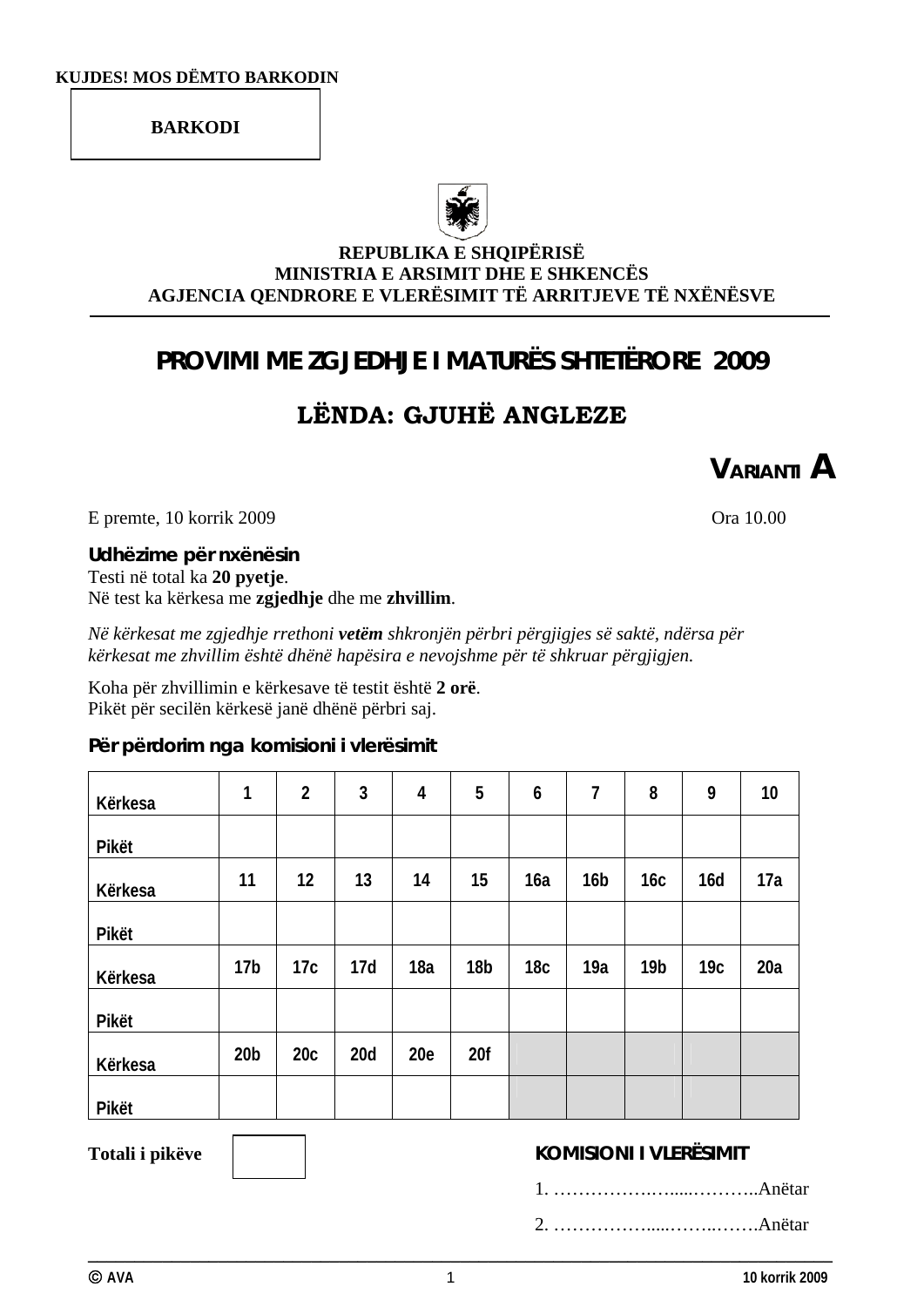KUJDES! MOS DËMTO BARKODIN

BARKODI

REPUBLIKA E SHQIPËRISË
MINISTRIA E ARSIMIT DHE E SHKENCËS
AGJENCIA QENDRORE E VLERËSIMIT TË ARRITJEVE TË NXËNËSVE

# PROVIMI ME ZGJEDHJE I MATURËS SHTETËRORE 2009

## LËNDA: GJUHË ANGLEZE

### VARIANTI A

E premte, 10 korrik 2009 Ora 10.00

**Udhëzime për nxënësin**
Testi në total ka **20 pyetje**.
Në test ka kërkesa me **zgjedhje** dhe me **zhvillim**.

*Në kërkesat me zgjedhje rrethoni **vetëm** shkronjën përbri përgjigjes së saktë, ndërsa për kërkesat me zhvillim është dhënë hapësira e nevojshme për të shkruar përgjigjen.*

Koha për zhvillimin e kërkesave të testit është **2 orë**.
Pikët për secilën kërkesë janë dhënë përbri saj.

**Për përdorim nga komisioni i vlerësimit**

| Kërkesa | 1 | 2 | 3 | 4 | 5 | 6 | 7 | 8 | 9 | 10 |
|---|---|---|---|---|---|---|---|---|---|---|
| Pikët | | | | | | | | | | |
| Kërkesa | 11 | 12 | 13 | 14 | 15 | 16a | 16b | 16c | 16d | 17a |
| Pikët | | | | | | | | | | |
| Kërkesa | 17b | 17c | 17d | 18a | 18b | 18c | 19a | 19b | 19c | 20a |
| Pikët | | | | | | | | | | |
| Kërkesa | 20b | 20c | 20d | 20e | 20f | | | | | |
| Pikët | | | | | | | | | | |

**Totali i pikëve**

**KOMISIONI I VLERËSIMIT**

1. ……………….…....………..Anëtar
2. ……………......……..…….Anëtar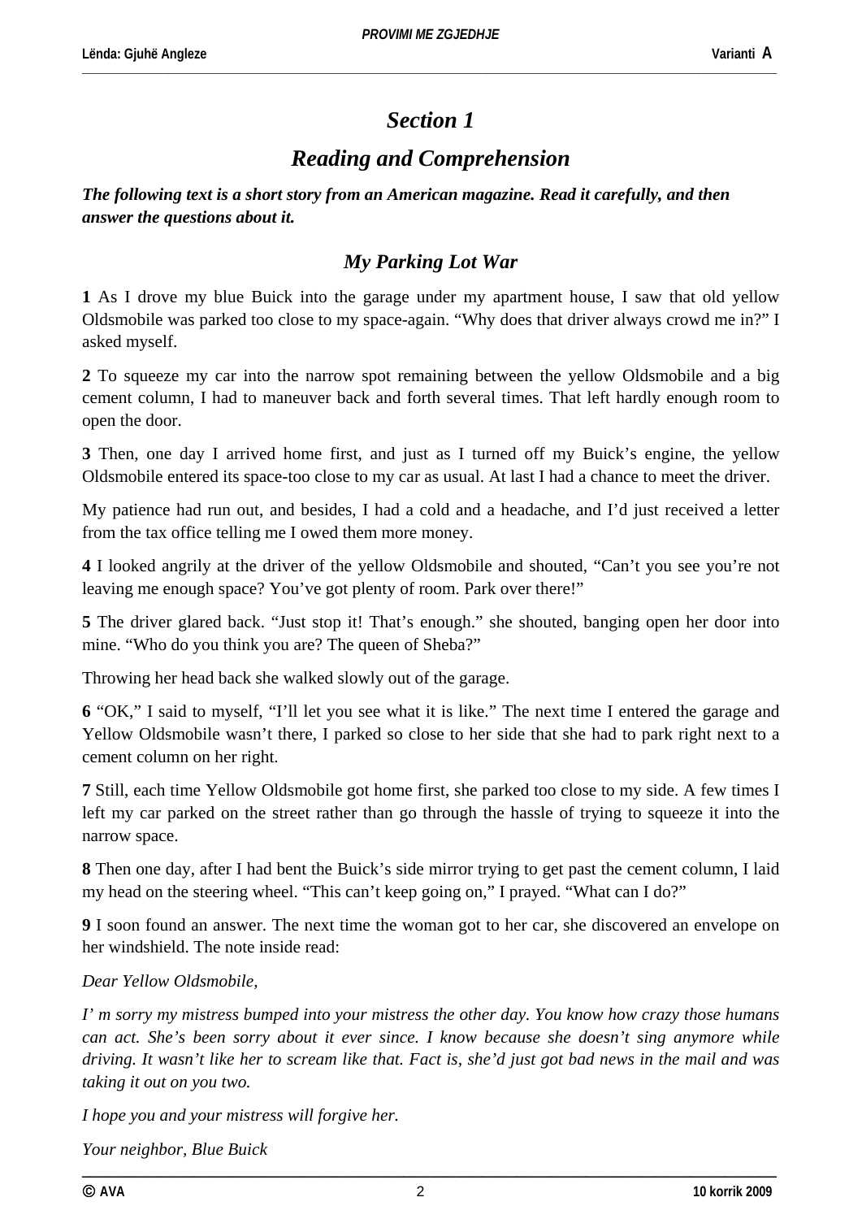# *Section 1*

## *Reading and Comprehension*

***The following text is a short story from an American magazine. Read it carefully, and then answer the questions about it.***

### *My Parking Lot War*

**1** As I drove my blue Buick into the garage under my apartment house, I saw that old yellow Oldsmobile was parked too close to my space-again. "Why does that driver always crowd me in?" I asked myself.

**2** To squeeze my car into the narrow spot remaining between the yellow Oldsmobile and a big cement column, I had to maneuver back and forth several times. That left hardly enough room to open the door.

**3** Then, one day I arrived home first, and just as I turned off my Buick's engine, the yellow Oldsmobile entered its space-too close to my car as usual. At last I had a chance to meet the driver.

My patience had run out, and besides, I had a cold and a headache, and I'd just received a letter from the tax office telling me I owed them more money.

**4** I looked angrily at the driver of the yellow Oldsmobile and shouted, "Can't you see you're not leaving me enough space? You've got plenty of room. Park over there!"

**5** The driver glared back. "Just stop it! That's enough." she shouted, banging open her door into mine. "Who do you think you are? The queen of Sheba?"

Throwing her head back she walked slowly out of the garage.

**6** "OK," I said to myself, "I'll let you see what it is like." The next time I entered the garage and Yellow Oldsmobile wasn't there, I parked so close to her side that she had to park right next to a cement column on her right.

**7** Still, each time Yellow Oldsmobile got home first, she parked too close to my side. A few times I left my car parked on the street rather than go through the hassle of trying to squeeze it into the narrow space.

**8** Then one day, after I had bent the Buick's side mirror trying to get past the cement column, I laid my head on the steering wheel. "This can't keep going on," I prayed. "What can I do?"

**9** I soon found an answer. The next time the woman got to her car, she discovered an envelope on her windshield. The note inside read:

*Dear Yellow Oldsmobile,*

*I' m sorry my mistress bumped into your mistress the other day. You know how crazy those humans can act. She's been sorry about it ever since. I know because she doesn't sing anymore while driving. It wasn't like her to scream like that. Fact is, she'd just got bad news in the mail and was taking it out on you two.*

*I hope you and your mistress will forgive her.*

*Your neighbor, Blue Buick*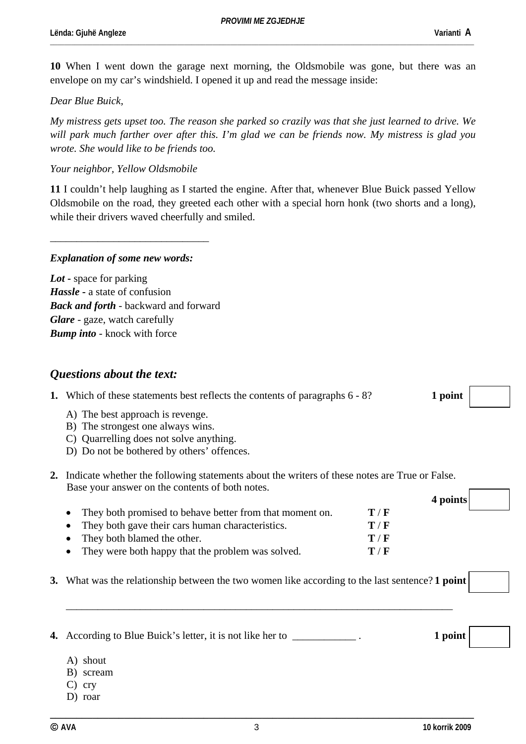**10** When I went down the garage next morning, the Oldsmobile was gone, but there was an envelope on my car's windshield. I opened it up and read the message inside:

*Dear Blue Buick,*

*My mistress gets upset too. The reason she parked so crazily was that she just learned to drive. We will park much farther over after this. I'm glad we can be friends now. My mistress is glad you wrote. She would like to be friends too.*

*Your neighbor, Yellow Oldsmobile*

**11** I couldn't help laughing as I started the engine. After that, whenever Blue Buick passed Yellow Oldsmobile on the road, they greeted each other with a special horn honk (two shorts and a long), while their drivers waved cheerfully and smiled.

______________________________

***Explanation of some new words:***

***Lot*** **-** space for parking
***Hassle*** **-** a state of confusion
***Back and forth*** - backward and forward
***Glare*** - gaze, watch carefully
***Bump into*** - knock with force

## *Questions about the text:*

**1.** Which of these statements best reflects the contents of paragraphs 6 - 8? **1 point**

A) The best approach is revenge.
B) The strongest one always wins.
C) Quarrelling does not solve anything.
D) Do not be bothered by others' offences.

**2.** Indicate whether the following statements about the writers of these notes are True or False. Base your answer on the contents of both notes. **4 points**

- They both promised to behave better from that moment on. **T** / **F**
- They both gave their cars human characteristics. **T** / **F**
- They both blamed the other. **T** / **F**
- They were both happy that the problem was solved. **T** / **F**

**3.** What was the relationship between the two women like according to the last sentence? **1 point**

______________________________________________________________________________

**4.** According to Blue Buick's letter, it is not like her to ____________ . **1 point**

A) shout
B) scream
C) cry
D) roar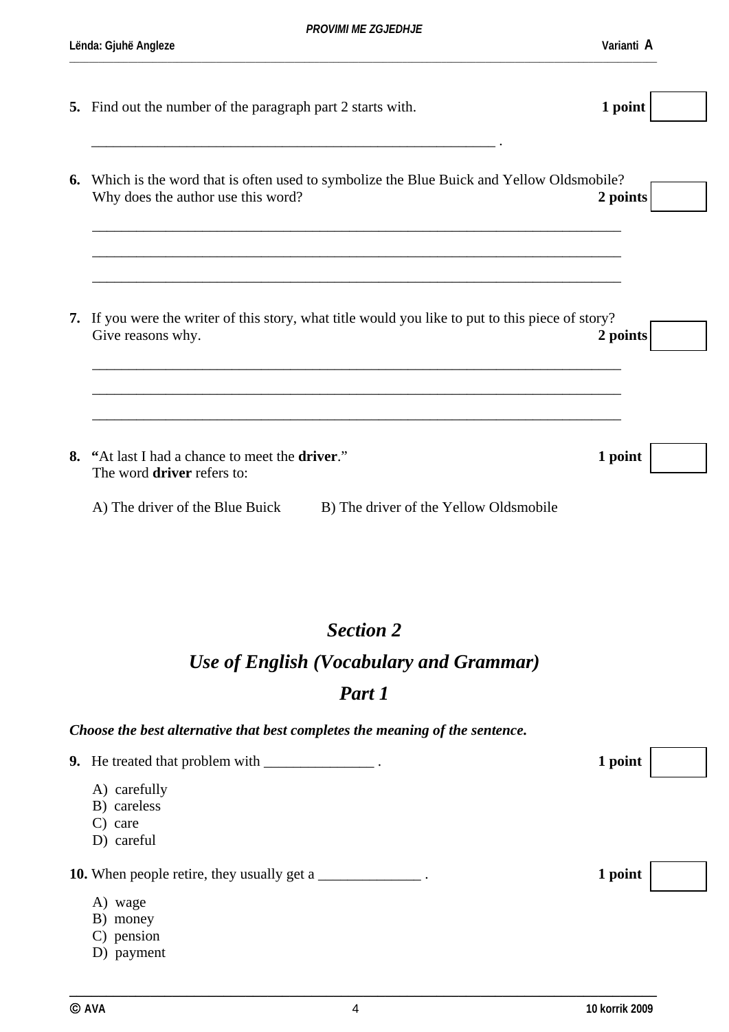**5.** Find out the number of the paragraph part 2 starts with. **1 point**

_______________________________________________________ .

**6.** Which is the word that is often used to symbolize the Blue Buick and Yellow Oldsmobile? Why does the author use this word? **2 points**

________________________________________________________________________

________________________________________________________________________

________________________________________________________________________

**7.** If you were the writer of this story, what title would you like to put to this piece of story? Give reasons why. **2 points**

________________________________________________________________________

________________________________________________________________________

________________________________________________________________________

**8.** **"**At last I had a chance to meet the **driver**." **1 point**
The word **driver** refers to:

A) The driver of the Blue Buick B) The driver of the Yellow Oldsmobile

## *Section 2*

## *Use of English (Vocabulary and Grammar)*

## *Part 1*

***Choose the best alternative that best completes the meaning of the sentence.***

**9.** He treated that problem with _______________ . **1 point**

A) carefully
B) careless
C) care
D) careful

**10.** When people retire, they usually get a ______________ . **1 point**

A) wage
B) money
C) pension
D) payment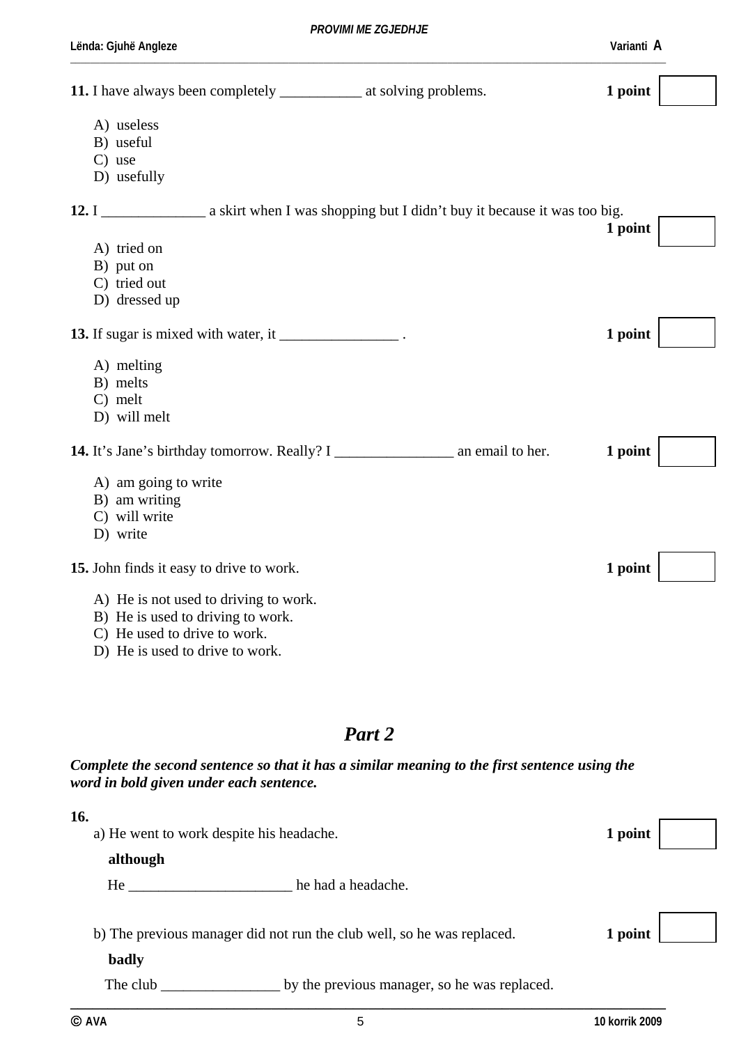**11.** I have always been completely ___________ at solving problems. **1 point**

A) useless
B) useful
C) use
D) usefully

**12.** I ______________ a skirt when I was shopping but I didn't buy it because it was too big. **1 point**

A) tried on
B) put on
C) tried out
D) dressed up

**13.** If sugar is mixed with water, it ________________ . **1 point**

A) melting
B) melts
C) melt
D) will melt

**14.** It's Jane's birthday tomorrow. Really? I ________________ an email to her. **1 point**

A) am going to write
B) am writing
C) will write
D) write

**15.** John finds it easy to drive to work. **1 point**

A) He is not used to driving to work.
B) He is used to driving to work.
C) He used to drive to work.
D) He is used to drive to work.

## *Part 2*

***Complete the second sentence so that it has a similar meaning to the first sentence using the word in bold given under each sentence.***

**16.**

a) He went to work despite his headache. **1 point**

**although**

He ______________________ he had a headache.

b) The previous manager did not run the club well, so he was replaced. **1 point**

**badly**

The club ________________ by the previous manager, so he was replaced.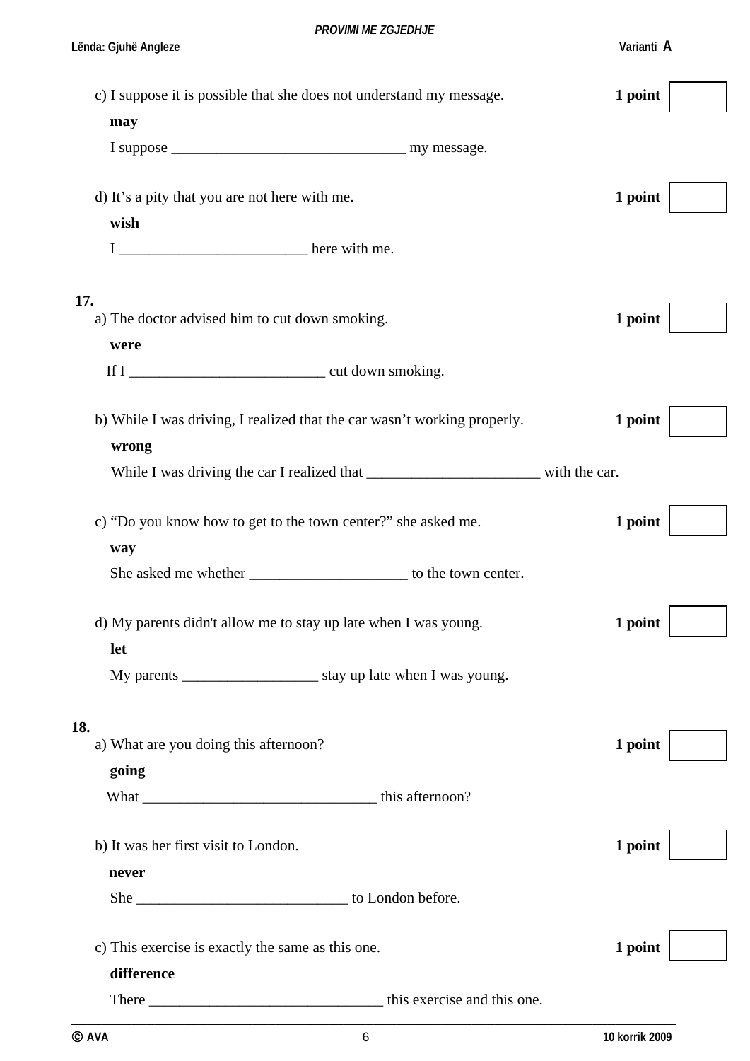c) I suppose it is possible that she does not understand my message. **1 point**

**may**

I suppose _______________________________ my message.

d) It’s a pity that you are not here with me. **1 point**

**wish**

I _________________________ here with me.

**17.**

a) The doctor advised him to cut down smoking. **1 point**

**were**

If I __________________________ cut down smoking.

b) While I was driving, I realized that the car wasn’t working properly. **1 point**

**wrong**

While I was driving the car I realized that _______________________ with the car.

c) “Do you know how to get to the town center?” she asked me. **1 point**

**way**

She asked me whether _____________________ to the town center.

d) My parents didn't allow me to stay up late when I was young. **1 point**

**let**

My parents __________________ stay up late when I was young.

**18.**

a) What are you doing this afternoon? **1 point**

**going**

What _______________________________ this afternoon?

b) It was her first visit to London. **1 point**

**never**

She ____________________________ to London before.

c) This exercise is exactly the same as this one. **1 point**

**difference**

There _______________________________ this exercise and this one.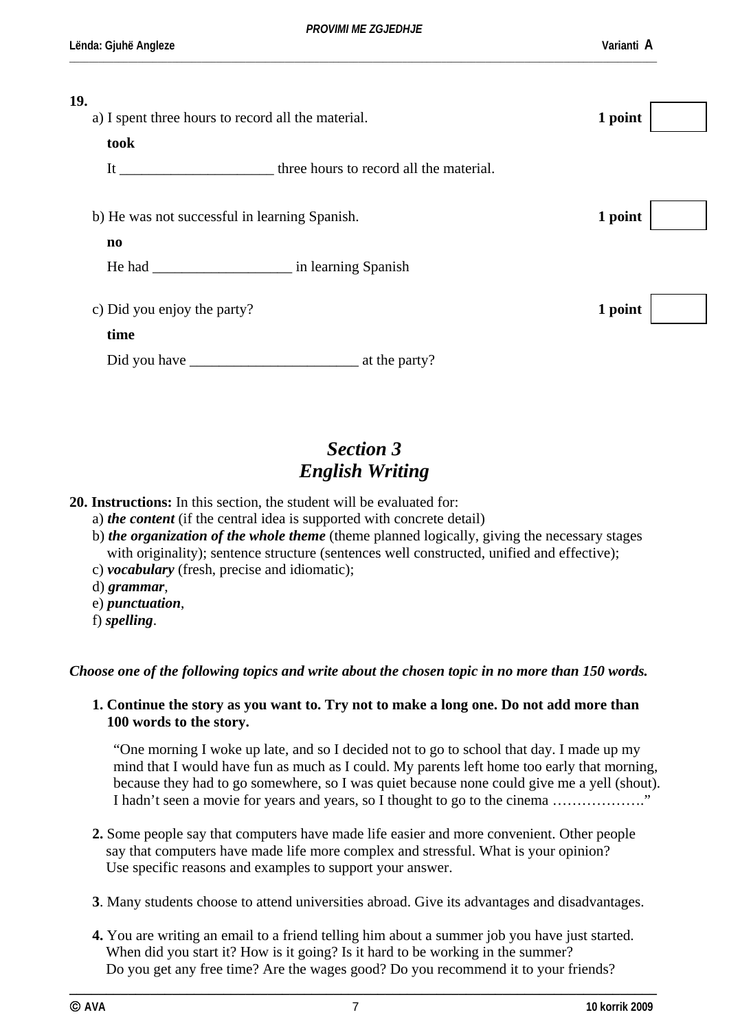**19.**

a) I spent three hours to record all the material. **1 point**

**took**

It _____________________ three hours to record all the material.

b) He was not successful in learning Spanish. **1 point**

**no**

He had ___________________ in learning Spanish

c) Did you enjoy the party? **1 point**

**time**

Did you have _______________________ at the party?

## *Section 3*
## *English Writing*

**20. Instructions:** In this section, the student will be evaluated for:

a) ***the content*** (if the central idea is supported with concrete detail)
b) ***the organization of the whole theme*** (theme planned logically, giving the necessary stages with originality); sentence structure (sentences well constructed, unified and effective);
c) ***vocabulary*** (fresh, precise and idiomatic);
d) ***grammar***,
e) ***punctuation***,
f) ***spelling***.

***Choose one of the following topics and write about the chosen topic in no more than 150 words.***

**1. Continue the story as you want to. Try not to make a long one. Do not add more than 100 words to the story.**

> "One morning I woke up late, and so I decided not to go to school that day. I made up my mind that I would have fun as much as I could. My parents left home too early that morning, because they had to go somewhere, so I was quiet because none could give me a yell (shout). I hadn't seen a movie for years and years, so I thought to go to the cinema ………………."

**2.** Some people say that computers have made life easier and more convenient. Other people say that computers have made life more complex and stressful. What is your opinion? Use specific reasons and examples to support your answer.

**3**. Many students choose to attend universities abroad. Give its advantages and disadvantages.

**4.** You are writing an email to a friend telling him about a summer job you have just started. When did you start it? How is it going? Is it hard to be working in the summer? Do you get any free time? Are the wages good? Do you recommend it to your friends?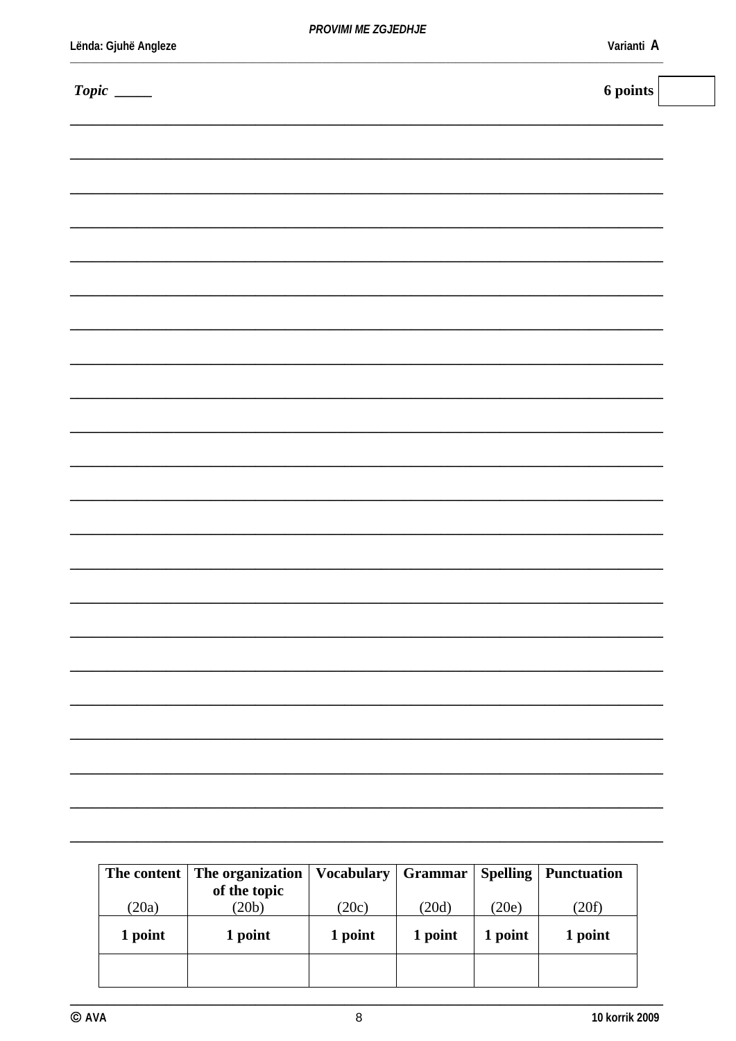*Topic* _____ **6 points**

| The content | The organization of the topic | Vocabulary | Grammar | Spelling | Punctuation |
|---|---|---|---|---|---|
| (20a) | (20b) | (20c) | (20d) | (20e) | (20f) |
| **1 point** | **1 point** | **1 point** | **1 point** | **1 point** | **1 point** |
| | | | | | |